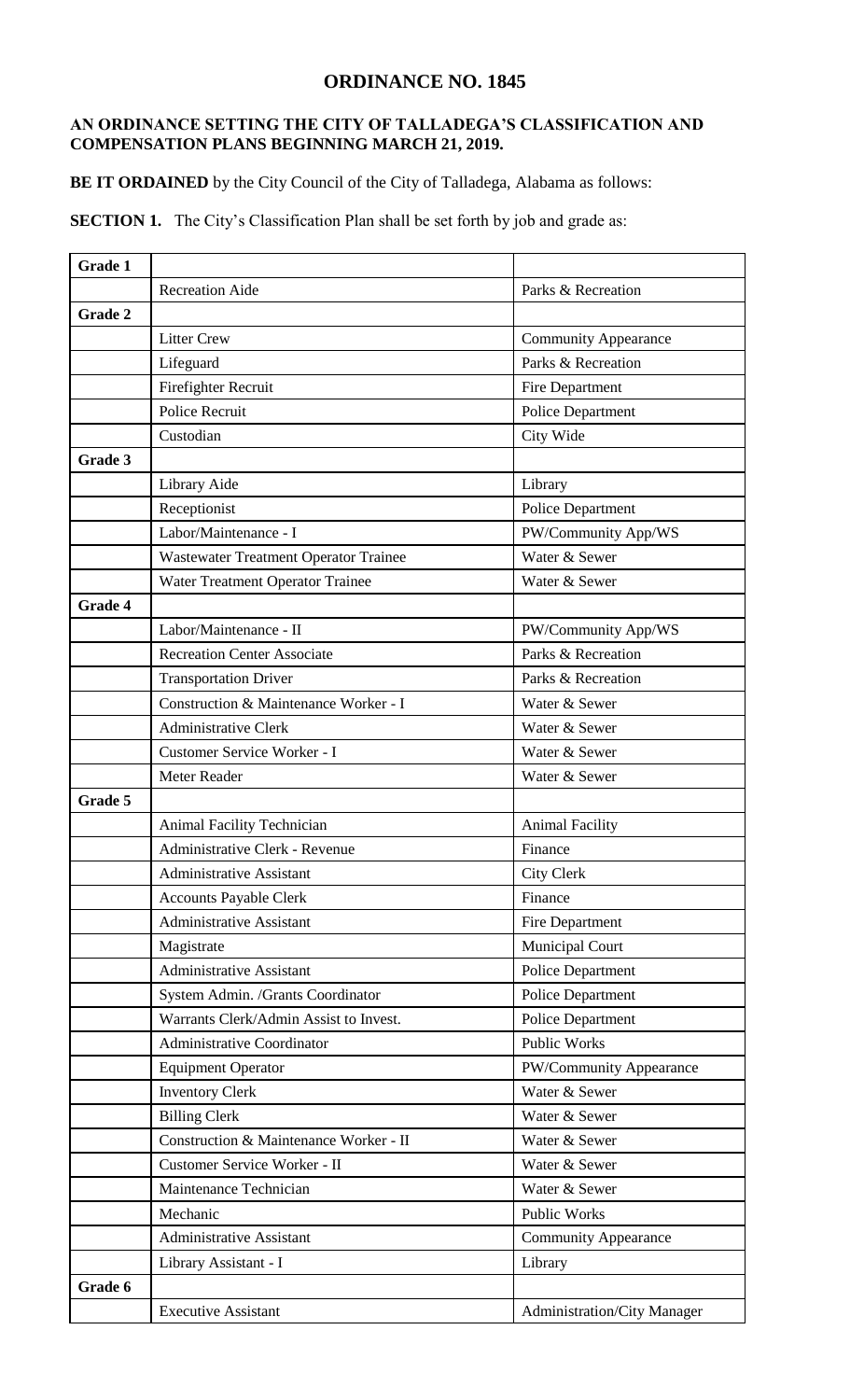# ORDINANCE NO. 1845

**AN ORDINANCE SETTING THE CITY OF TALLADEGA'S CLASSIFICATION AND COMPENSATION PLANS BEGINNING MARCH 21, 2019.**

**BE IT ORDAINED** by the City Council of the City of Talladega, Alabama as follows:

**SECTION 1.** The City's Classification Plan shall be set forth by job and grade as:

| | | |
|---|---|---|
| **Grade 1** | | |
| | Recreation Aide | Parks & Recreation |
| **Grade 2** | | |
| | Litter Crew | Community Appearance |
| | Lifeguard | Parks & Recreation |
| | Firefighter Recruit | Fire Department |
| | Police Recruit | Police Department |
| | Custodian | City Wide |
| **Grade 3** | | |
| | Library Aide | Library |
| | Receptionist | Police Department |
| | Labor/Maintenance - I | PW/Community App/WS |
| | Wastewater Treatment Operator Trainee | Water & Sewer |
| | Water Treatment Operator Trainee | Water & Sewer |
| **Grade 4** | | |
| | Labor/Maintenance - II | PW/Community App/WS |
| | Recreation Center Associate | Parks & Recreation |
| | Transportation Driver | Parks & Recreation |
| | Construction & Maintenance Worker - I | Water & Sewer |
| | Administrative Clerk | Water & Sewer |
| | Customer Service Worker - I | Water & Sewer |
| | Meter Reader | Water & Sewer |
| **Grade 5** | | |
| | Animal Facility Technician | Animal Facility |
| | Administrative Clerk - Revenue | Finance |
| | Administrative Assistant | City Clerk |
| | Accounts Payable Clerk | Finance |
| | Administrative Assistant | Fire Department |
| | Magistrate | Municipal Court |
| | Administrative Assistant | Police Department |
| | System Admin. /Grants Coordinator | Police Department |
| | Warrants Clerk/Admin Assist to Invest. | Police Department |
| | Administrative Coordinator | Public Works |
| | Equipment Operator | PW/Community Appearance |
| | Inventory Clerk | Water & Sewer |
| | Billing Clerk | Water & Sewer |
| | Construction & Maintenance Worker - II | Water & Sewer |
| | Customer Service Worker - II | Water & Sewer |
| | Maintenance Technician | Water & Sewer |
| | Mechanic | Public Works |
| | Administrative Assistant | Community Appearance |
| | Library Assistant - I | Library |
| **Grade 6** | | |
| | Executive Assistant | Administration/City Manager |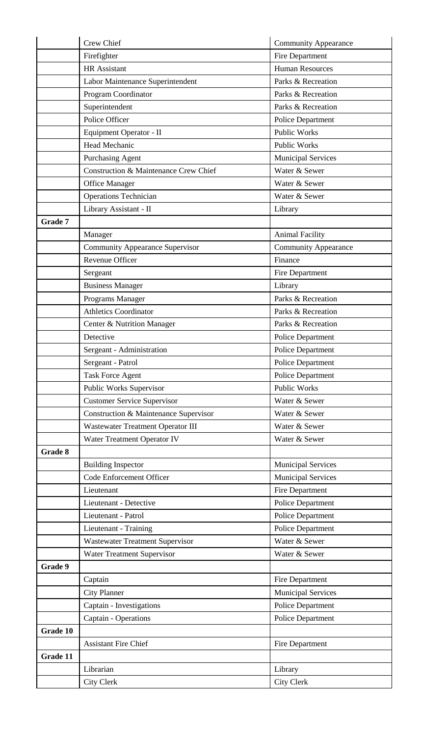| | | |
|---|---|---|
| | Crew Chief | Community Appearance |
| | Firefighter | Fire Department |
| | HR Assistant | Human Resources |
| | Labor Maintenance Superintendent | Parks & Recreation |
| | Program Coordinator | Parks & Recreation |
| | Superintendent | Parks & Recreation |
| | Police Officer | Police Department |
| | Equipment Operator - II | Public Works |
| | Head Mechanic | Public Works |
| | Purchasing Agent | Municipal Services |
| | Construction & Maintenance Crew Chief | Water & Sewer |
| | Office Manager | Water & Sewer |
| | Operations Technician | Water & Sewer |
| | Library Assistant - II | Library |
| **Grade 7** | | |
| | Manager | Animal Facility |
| | Community Appearance Supervisor | Community Appearance |
| | Revenue Officer | Finance |
| | Sergeant | Fire Department |
| | Business Manager | Library |
| | Programs Manager | Parks & Recreation |
| | Athletics Coordinator | Parks & Recreation |
| | Center & Nutrition Manager | Parks & Recreation |
| | Detective | Police Department |
| | Sergeant - Administration | Police Department |
| | Sergeant - Patrol | Police Department |
| | Task Force Agent | Police Department |
| | Public Works Supervisor | Public Works |
| | Customer Service Supervisor | Water & Sewer |
| | Construction & Maintenance Supervisor | Water & Sewer |
| | Wastewater Treatment Operator III | Water & Sewer |
| | Water Treatment Operator IV | Water & Sewer |
| **Grade 8** | | |
| | Building Inspector | Municipal Services |
| | Code Enforcement Officer | Municipal Services |
| | Lieutenant | Fire Department |
| | Lieutenant - Detective | Police Department |
| | Lieutenant - Patrol | Police Department |
| | Lieutenant - Training | Police Department |
| | Wastewater Treatment Supervisor | Water & Sewer |
| | Water Treatment Supervisor | Water & Sewer |
| **Grade 9** | | |
| | Captain | Fire Department |
| | City Planner | Municipal Services |
| | Captain - Investigations | Police Department |
| | Captain - Operations | Police Department |
| **Grade 10** | | |
| | Assistant Fire Chief | Fire Department |
| **Grade 11** | | |
| | Librarian | Library |
| | City Clerk | City Clerk |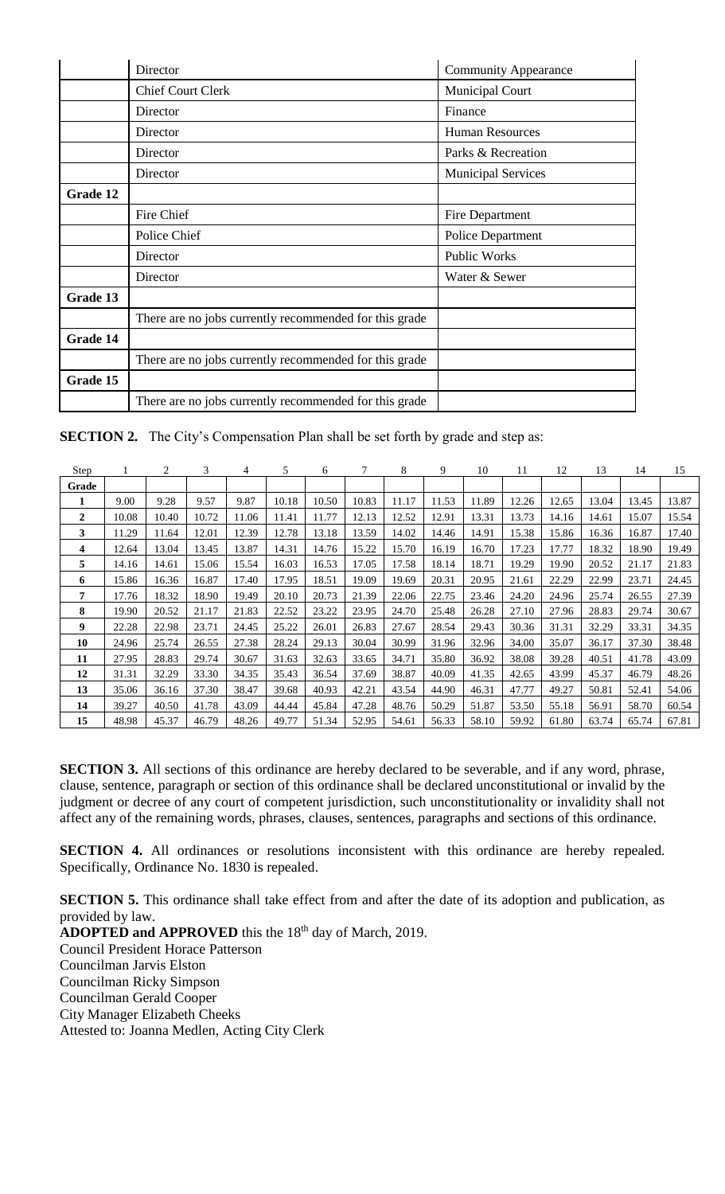| | | |
|---|---|---|
| | Director | Community Appearance |
| | Chief Court Clerk | Municipal Court |
| | Director | Finance |
| | Director | Human Resources |
| | Director | Parks & Recreation |
| | Director | Municipal Services |
| **Grade 12** | | |
| | Fire Chief | Fire Department |
| | Police Chief | Police Department |
| | Director | Public Works |
| | Director | Water & Sewer |
| **Grade 13** | | |
| | There are no jobs currently recommended for this grade | |
| **Grade 14** | | |
| | There are no jobs currently recommended for this grade | |
| **Grade 15** | | |
| | There are no jobs currently recommended for this grade | |

**SECTION 2.** The City's Compensation Plan shall be set forth by grade and step as:

| Step | 1 | 2 | 3 | 4 | 5 | 6 | 7 | 8 | 9 | 10 | 11 | 12 | 13 | 14 | 15 |
|---|---|---|---|---|---|---|---|---|---|---|---|---|---|---|---|
| **Grade** | | | | | | | | | | | | | | | |
| **1** | 9.00 | 9.28 | 9.57 | 9.87 | 10.18 | 10.50 | 10.83 | 11.17 | 11.53 | 11.89 | 12.26 | 12.65 | 13.04 | 13.45 | 13.87 |
| **2** | 10.08 | 10.40 | 10.72 | 11.06 | 11.41 | 11.77 | 12.13 | 12.52 | 12.91 | 13.31 | 13.73 | 14.16 | 14.61 | 15.07 | 15.54 |
| **3** | 11.29 | 11.64 | 12.01 | 12.39 | 12.78 | 13.18 | 13.59 | 14.02 | 14.46 | 14.91 | 15.38 | 15.86 | 16.36 | 16.87 | 17.40 |
| **4** | 12.64 | 13.04 | 13.45 | 13.87 | 14.31 | 14.76 | 15.22 | 15.70 | 16.19 | 16.70 | 17.23 | 17.77 | 18.32 | 18.90 | 19.49 |
| **5** | 14.16 | 14.61 | 15.06 | 15.54 | 16.03 | 16.53 | 17.05 | 17.58 | 18.14 | 18.71 | 19.29 | 19.90 | 20.52 | 21.17 | 21.83 |
| **6** | 15.86 | 16.36 | 16.87 | 17.40 | 17.95 | 18.51 | 19.09 | 19.69 | 20.31 | 20.95 | 21.61 | 22.29 | 22.99 | 23.71 | 24.45 |
| **7** | 17.76 | 18.32 | 18.90 | 19.49 | 20.10 | 20.73 | 21.39 | 22.06 | 22.75 | 23.46 | 24.20 | 24.96 | 25.74 | 26.55 | 27.39 |
| **8** | 19.90 | 20.52 | 21.17 | 21.83 | 22.52 | 23.22 | 23.95 | 24.70 | 25.48 | 26.28 | 27.10 | 27.96 | 28.83 | 29.74 | 30.67 |
| **9** | 22.28 | 22.98 | 23.71 | 24.45 | 25.22 | 26.01 | 26.83 | 27.67 | 28.54 | 29.43 | 30.36 | 31.31 | 32.29 | 33.31 | 34.35 |
| **10** | 24.96 | 25.74 | 26.55 | 27.38 | 28.24 | 29.13 | 30.04 | 30.99 | 31.96 | 32.96 | 34.00 | 35.07 | 36.17 | 37.30 | 38.48 |
| **11** | 27.95 | 28.83 | 29.74 | 30.67 | 31.63 | 32.63 | 33.65 | 34.71 | 35.80 | 36.92 | 38.08 | 39.28 | 40.51 | 41.78 | 43.09 |
| **12** | 31.31 | 32.29 | 33.30 | 34.35 | 35.43 | 36.54 | 37.69 | 38.87 | 40.09 | 41.35 | 42.65 | 43.99 | 45.37 | 46.79 | 48.26 |
| **13** | 35.06 | 36.16 | 37.30 | 38.47 | 39.68 | 40.93 | 42.21 | 43.54 | 44.90 | 46.31 | 47.77 | 49.27 | 50.81 | 52.41 | 54.06 |
| **14** | 39.27 | 40.50 | 41.78 | 43.09 | 44.44 | 45.84 | 47.28 | 48.76 | 50.29 | 51.87 | 53.50 | 55.18 | 56.91 | 58.70 | 60.54 |
| **15** | 48.98 | 45.37 | 46.79 | 48.26 | 49.77 | 51.34 | 52.95 | 54.61 | 56.33 | 58.10 | 59.92 | 61.80 | 63.74 | 65.74 | 67.81 |

**SECTION 3.** All sections of this ordinance are hereby declared to be severable, and if any word, phrase, clause, sentence, paragraph or section of this ordinance shall be declared unconstitutional or invalid by the judgment or decree of any court of competent jurisdiction, such unconstitutionality or invalidity shall not affect any of the remaining words, phrases, clauses, sentences, paragraphs and sections of this ordinance.

**SECTION 4.** All ordinances or resolutions inconsistent with this ordinance are hereby repealed. Specifically, Ordinance No. 1830 is repealed.

**SECTION 5.** This ordinance shall take effect from and after the date of its adoption and publication, as provided by law.

**ADOPTED and APPROVED** this the 18th day of March, 2019.

Council President Horace Patterson
Councilman Jarvis Elston
Councilman Ricky Simpson
Councilman Gerald Cooper
City Manager Elizabeth Cheeks
Attested to: Joanna Medlen, Acting City Clerk